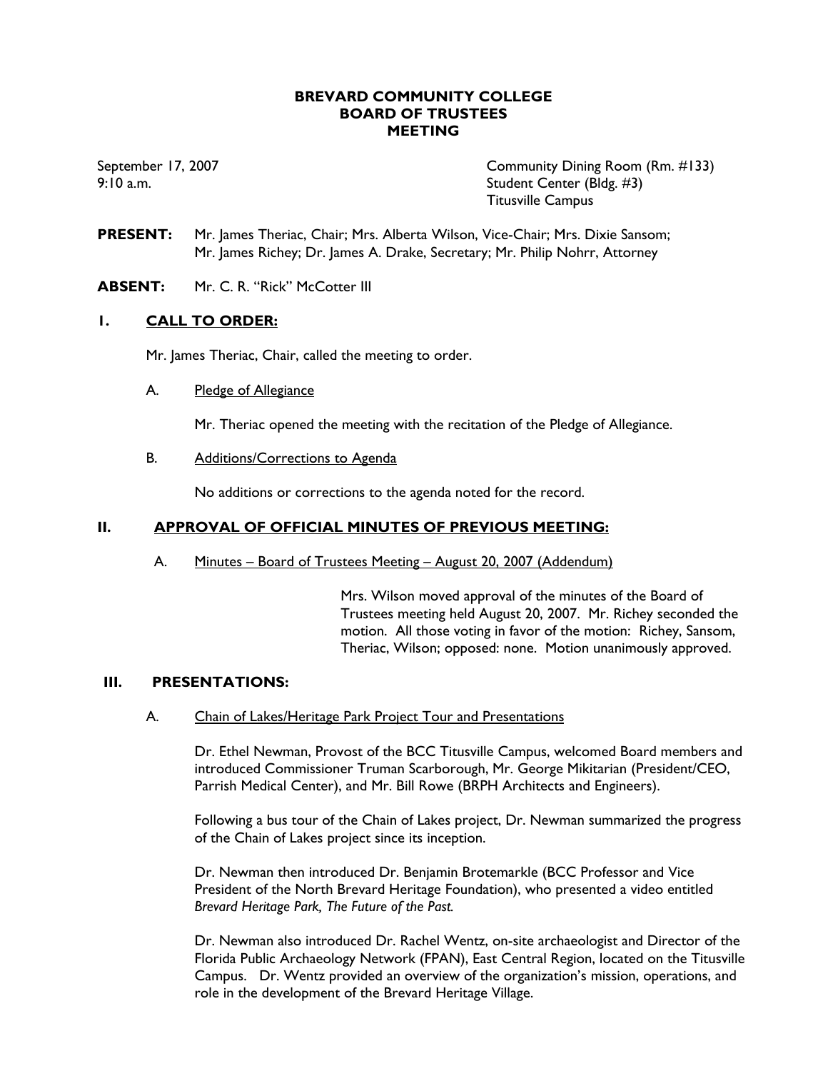# BREVARD COMMUNITY COLLEGE
# BOARD OF TRUSTEES
# MEETING

September 17, 2007
9:10 a.m.

Community Dining Room (Rm. #133)
Student Center (Bldg. #3)
Titusville Campus

**PRESENT:** Mr. James Theriac, Chair; Mrs. Alberta Wilson, Vice-Chair; Mrs. Dixie Sansom; Mr. James Richey; Dr. James A. Drake, Secretary; Mr. Philip Nohrr, Attorney

**ABSENT:** Mr. C. R. "Rick" McCotter III

## I. CALL TO ORDER:

Mr. James Theriac, Chair, called the meeting to order.

A. Pledge of Allegiance

Mr. Theriac opened the meeting with the recitation of the Pledge of Allegiance.

B. Additions/Corrections to Agenda

No additions or corrections to the agenda noted for the record.

## II. APPROVAL OF OFFICIAL MINUTES OF PREVIOUS MEETING:

A. Minutes – Board of Trustees Meeting – August 20, 2007 (Addendum)

Mrs. Wilson moved approval of the minutes of the Board of Trustees meeting held August 20, 2007. Mr. Richey seconded the motion. All those voting in favor of the motion: Richey, Sansom, Theriac, Wilson; opposed: none. Motion unanimously approved.

## III. PRESENTATIONS:

A. Chain of Lakes/Heritage Park Project Tour and Presentations

Dr. Ethel Newman, Provost of the BCC Titusville Campus, welcomed Board members and introduced Commissioner Truman Scarborough, Mr. George Mikitarian (President/CEO, Parrish Medical Center), and Mr. Bill Rowe (BRPH Architects and Engineers).

Following a bus tour of the Chain of Lakes project, Dr. Newman summarized the progress of the Chain of Lakes project since its inception.

Dr. Newman then introduced Dr. Benjamin Brotemarkle (BCC Professor and Vice President of the North Brevard Heritage Foundation), who presented a video entitled *Brevard Heritage Park, The Future of the Past.*

Dr. Newman also introduced Dr. Rachel Wentz, on-site archaeologist and Director of the Florida Public Archaeology Network (FPAN), East Central Region, located on the Titusville Campus. Dr. Wentz provided an overview of the organization's mission, operations, and role in the development of the Brevard Heritage Village.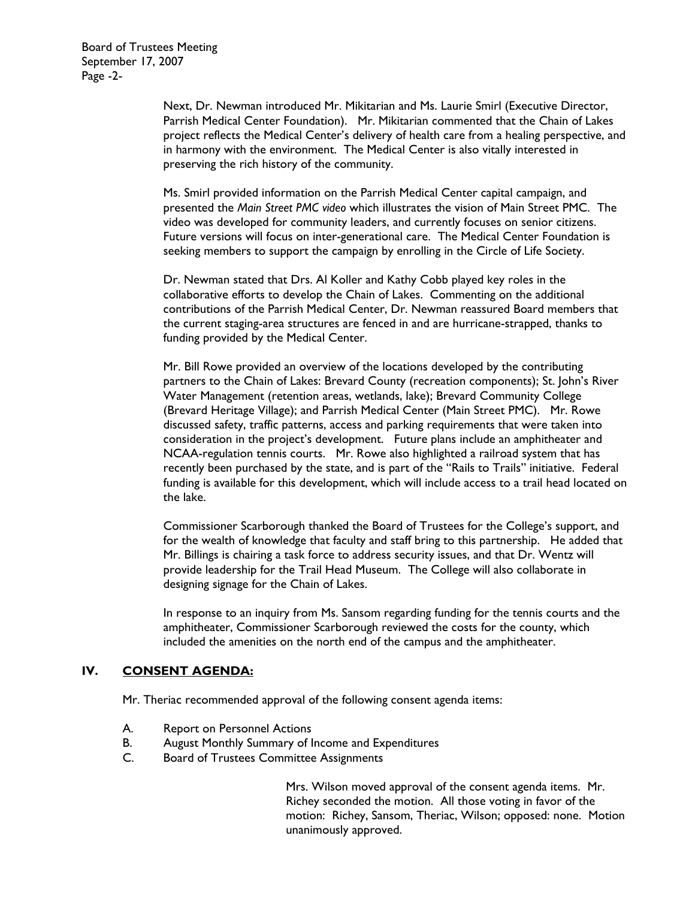Next, Dr. Newman introduced Mr. Mikitarian and Ms. Laurie Smirl (Executive Director, Parrish Medical Center Foundation). Mr. Mikitarian commented that the Chain of Lakes project reflects the Medical Center's delivery of health care from a healing perspective, and in harmony with the environment. The Medical Center is also vitally interested in preserving the rich history of the community.

Ms. Smirl provided information on the Parrish Medical Center capital campaign, and presented the *Main Street PMC video* which illustrates the vision of Main Street PMC. The video was developed for community leaders, and currently focuses on senior citizens. Future versions will focus on inter-generational care. The Medical Center Foundation is seeking members to support the campaign by enrolling in the Circle of Life Society.

Dr. Newman stated that Drs. Al Koller and Kathy Cobb played key roles in the collaborative efforts to develop the Chain of Lakes. Commenting on the additional contributions of the Parrish Medical Center, Dr. Newman reassured Board members that the current staging-area structures are fenced in and are hurricane-strapped, thanks to funding provided by the Medical Center.

Mr. Bill Rowe provided an overview of the locations developed by the contributing partners to the Chain of Lakes: Brevard County (recreation components); St. John's River Water Management (retention areas, wetlands, lake); Brevard Community College (Brevard Heritage Village); and Parrish Medical Center (Main Street PMC). Mr. Rowe discussed safety, traffic patterns, access and parking requirements that were taken into consideration in the project's development. Future plans include an amphitheater and NCAA-regulation tennis courts. Mr. Rowe also highlighted a railroad system that has recently been purchased by the state, and is part of the "Rails to Trails" initiative. Federal funding is available for this development, which will include access to a trail head located on the lake.

Commissioner Scarborough thanked the Board of Trustees for the College's support, and for the wealth of knowledge that faculty and staff bring to this partnership. He added that Mr. Billings is chairing a task force to address security issues, and that Dr. Wentz will provide leadership for the Trail Head Museum. The College will also collaborate in designing signage for the Chain of Lakes.

In response to an inquiry from Ms. Sansom regarding funding for the tennis courts and the amphitheater, Commissioner Scarborough reviewed the costs for the county, which included the amenities on the north end of the campus and the amphitheater.

## IV. CONSENT AGENDA:

Mr. Theriac recommended approval of the following consent agenda items:

A. Report on Personnel Actions
B. August Monthly Summary of Income and Expenditures
C. Board of Trustees Committee Assignments

Mrs. Wilson moved approval of the consent agenda items. Mr. Richey seconded the motion. All those voting in favor of the motion: Richey, Sansom, Theriac, Wilson; opposed: none. Motion unanimously approved.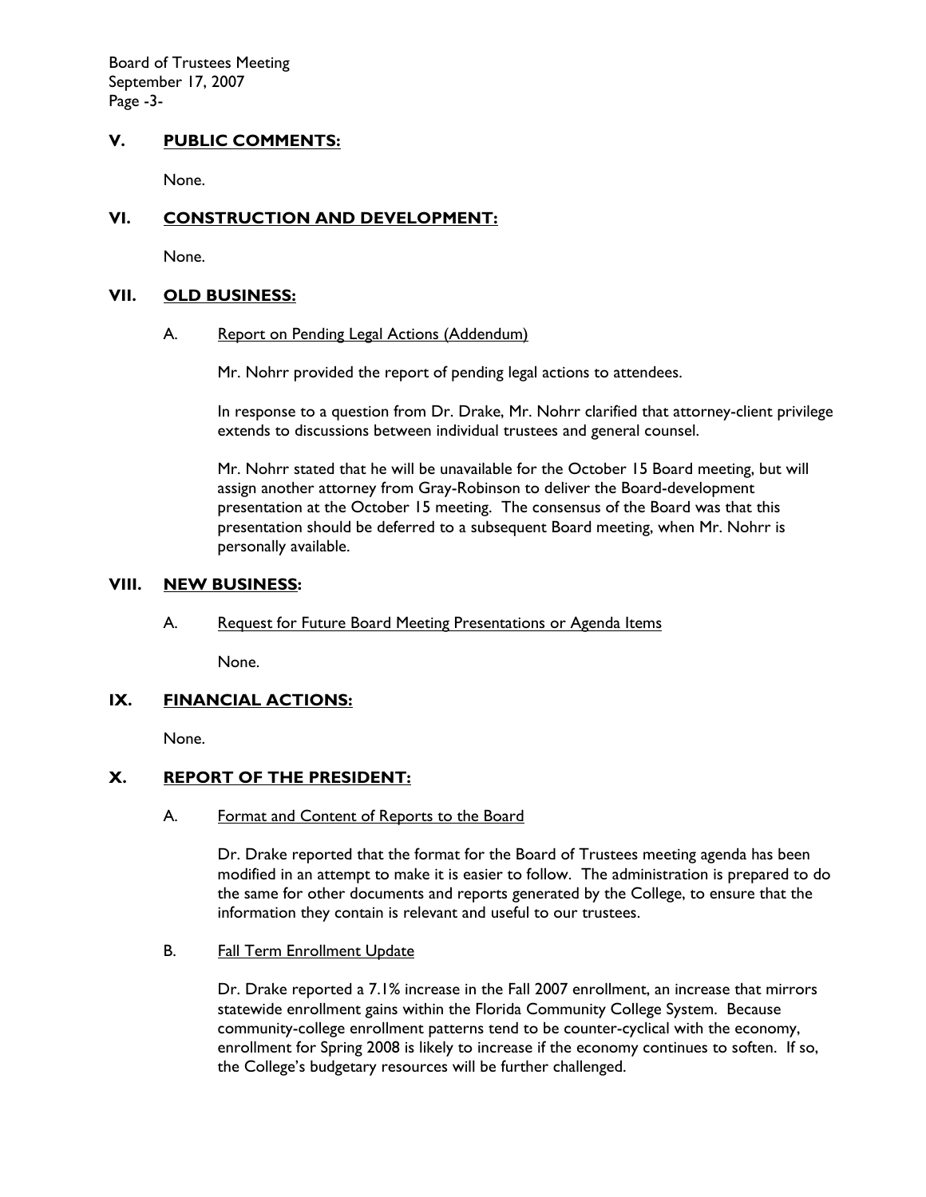## V. PUBLIC COMMENTS:

None.

## VI. CONSTRUCTION AND DEVELOPMENT:

None.

## VII. OLD BUSINESS:

### A. Report on Pending Legal Actions (Addendum)

Mr. Nohrr provided the report of pending legal actions to attendees.

In response to a question from Dr. Drake, Mr. Nohrr clarified that attorney-client privilege extends to discussions between individual trustees and general counsel.

Mr. Nohrr stated that he will be unavailable for the October 15 Board meeting, but will assign another attorney from Gray-Robinson to deliver the Board-development presentation at the October 15 meeting. The consensus of the Board was that this presentation should be deferred to a subsequent Board meeting, when Mr. Nohrr is personally available.

## VIII. NEW BUSINESS:

### A. Request for Future Board Meeting Presentations or Agenda Items

None.

## IX. FINANCIAL ACTIONS:

None.

## X. REPORT OF THE PRESIDENT:

### A. Format and Content of Reports to the Board

Dr. Drake reported that the format for the Board of Trustees meeting agenda has been modified in an attempt to make it is easier to follow. The administration is prepared to do the same for other documents and reports generated by the College, to ensure that the information they contain is relevant and useful to our trustees.

### B. Fall Term Enrollment Update

Dr. Drake reported a 7.1% increase in the Fall 2007 enrollment, an increase that mirrors statewide enrollment gains within the Florida Community College System. Because community-college enrollment patterns tend to be counter-cyclical with the economy, enrollment for Spring 2008 is likely to increase if the economy continues to soften. If so, the College's budgetary resources will be further challenged.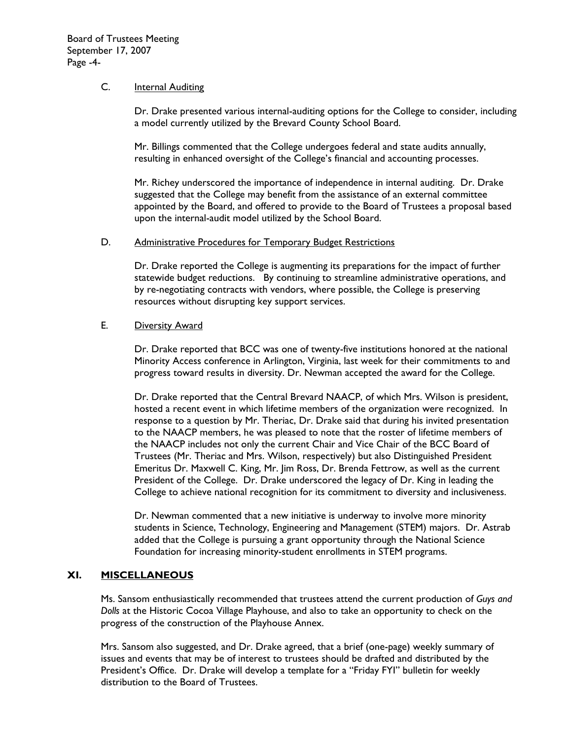### C. Internal Auditing

Dr. Drake presented various internal-auditing options for the College to consider, including a model currently utilized by the Brevard County School Board.

Mr. Billings commented that the College undergoes federal and state audits annually, resulting in enhanced oversight of the College's financial and accounting processes.

Mr. Richey underscored the importance of independence in internal auditing. Dr. Drake suggested that the College may benefit from the assistance of an external committee appointed by the Board, and offered to provide to the Board of Trustees a proposal based upon the internal-audit model utilized by the School Board.

### D. Administrative Procedures for Temporary Budget Restrictions

Dr. Drake reported the College is augmenting its preparations for the impact of further statewide budget reductions. By continuing to streamline administrative operations, and by re-negotiating contracts with vendors, where possible, the College is preserving resources without disrupting key support services.

### E. Diversity Award

Dr. Drake reported that BCC was one of twenty-five institutions honored at the national Minority Access conference in Arlington, Virginia, last week for their commitments to and progress toward results in diversity. Dr. Newman accepted the award for the College.

Dr. Drake reported that the Central Brevard NAACP, of which Mrs. Wilson is president, hosted a recent event in which lifetime members of the organization were recognized. In response to a question by Mr. Theriac, Dr. Drake said that during his invited presentation to the NAACP members, he was pleased to note that the roster of lifetime members of the NAACP includes not only the current Chair and Vice Chair of the BCC Board of Trustees (Mr. Theriac and Mrs. Wilson, respectively) but also Distinguished President Emeritus Dr. Maxwell C. King, Mr. Jim Ross, Dr. Brenda Fettrow, as well as the current President of the College. Dr. Drake underscored the legacy of Dr. King in leading the College to achieve national recognition for its commitment to diversity and inclusiveness.

Dr. Newman commented that a new initiative is underway to involve more minority students in Science, Technology, Engineering and Management (STEM) majors. Dr. Astrab added that the College is pursuing a grant opportunity through the National Science Foundation for increasing minority-student enrollments in STEM programs.

## XI. MISCELLANEOUS

Ms. Sansom enthusiastically recommended that trustees attend the current production of *Guys and Dolls* at the Historic Cocoa Village Playhouse, and also to take an opportunity to check on the progress of the construction of the Playhouse Annex.

Mrs. Sansom also suggested, and Dr. Drake agreed, that a brief (one-page) weekly summary of issues and events that may be of interest to trustees should be drafted and distributed by the President's Office. Dr. Drake will develop a template for a "Friday FYI" bulletin for weekly distribution to the Board of Trustees.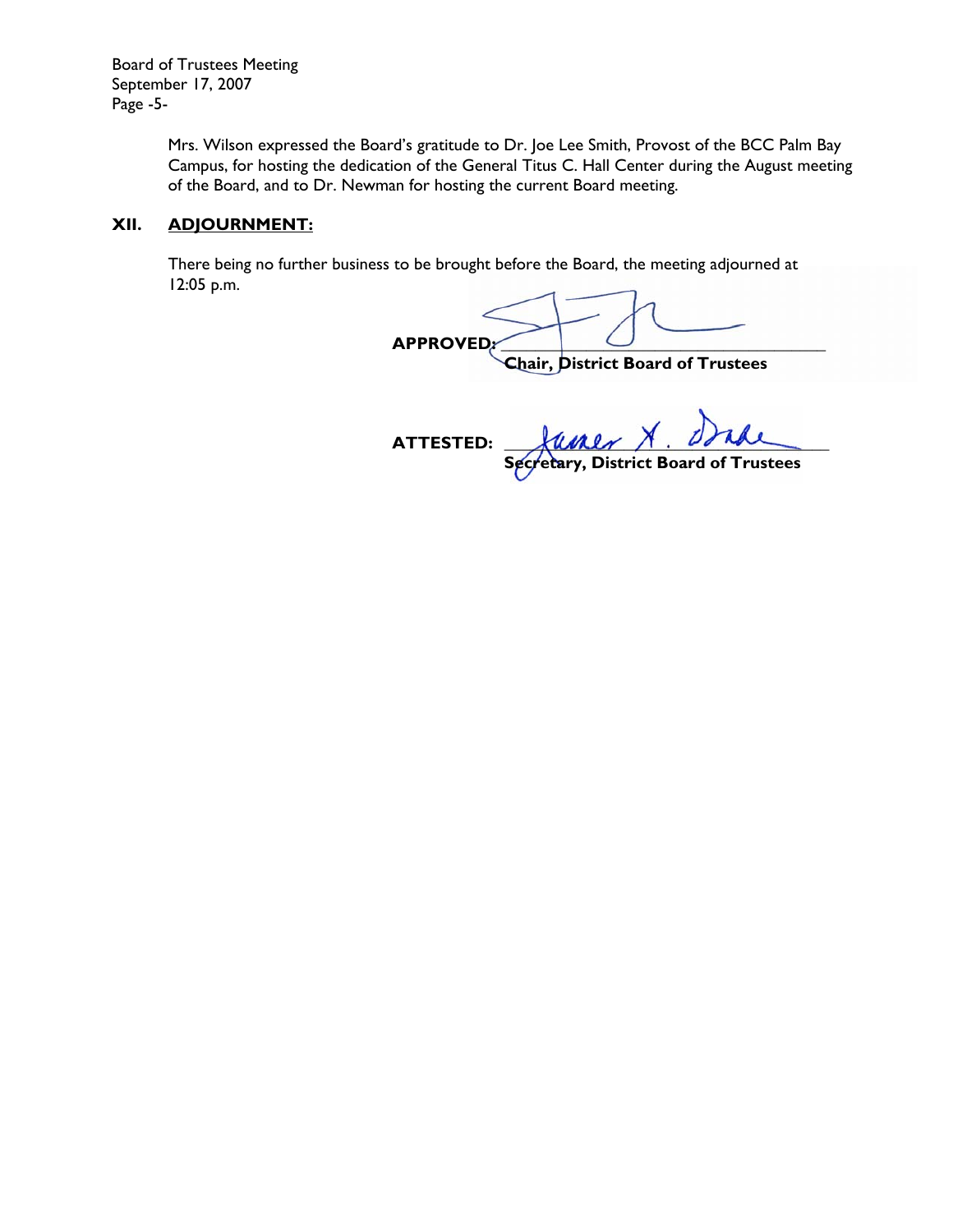Mrs. Wilson expressed the Board's gratitude to Dr. Joe Lee Smith, Provost of the BCC Palm Bay Campus, for hosting the dedication of the General Titus C. Hall Center during the August meeting of the Board, and to Dr. Newman for hosting the current Board meeting.

## XII. ADJOURNMENT:

There being no further business to be brought before the Board, the meeting adjourned at 12:05 p.m.

**APPROVED:** ______________________________

**Chair, District Board of Trustees**

**ATTESTED:** ______________________________

**Secretary, District Board of Trustees**